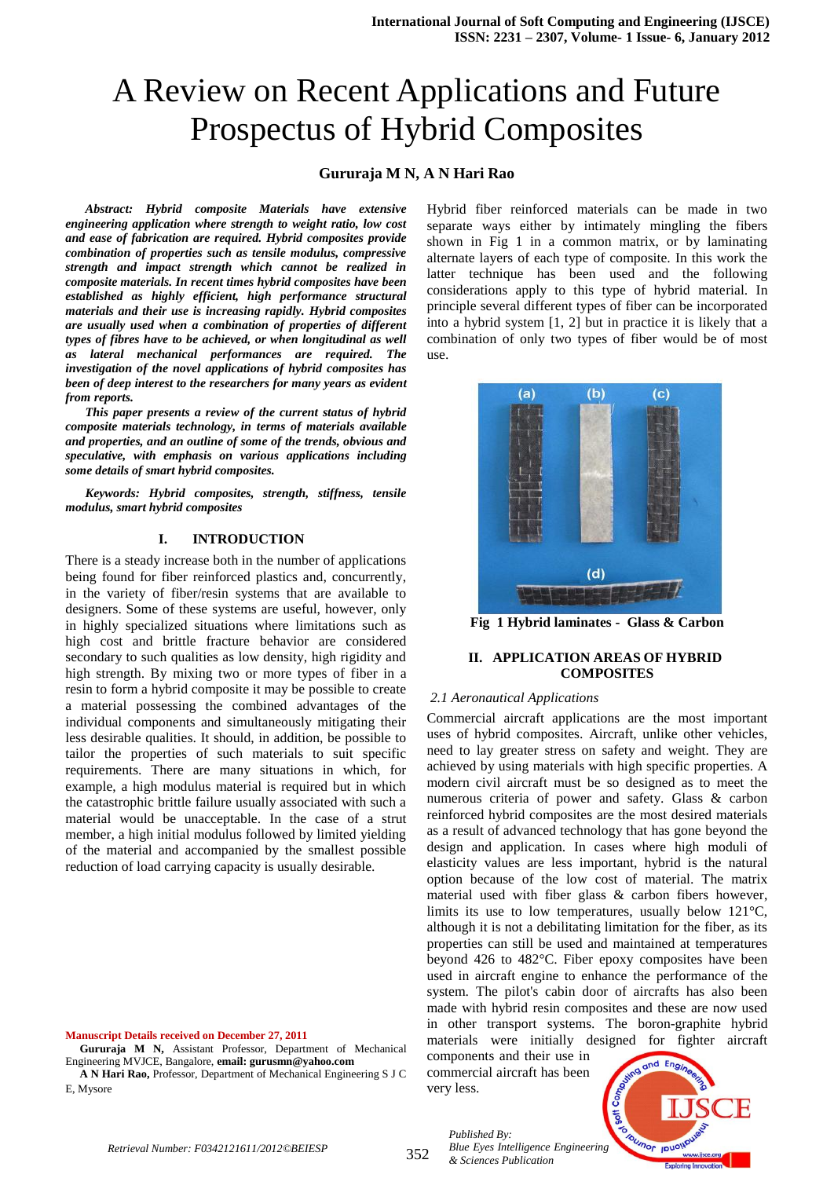# A Review on Recent Applications and Future Prospectus of Hybrid Composites

**Gururaja M N, A N Hari Rao**

***Abstract: Hybrid composite Materials have extensive engineering application where strength to weight ratio, low cost and ease of fabrication are required. Hybrid composites provide combination of properties such as tensile modulus, compressive strength and impact strength which cannot be realized in composite materials. In recent times hybrid composites have been established as highly efficient, high performance structural materials and their use is increasing rapidly. Hybrid composites are usually used when a combination of properties of different types of fibres have to be achieved, or when longitudinal as well as lateral mechanical performances are required. The investigation of the novel applications of hybrid composites has been of deep interest to the researchers for many years as evident from reports.***

***This paper presents a review of the current status of hybrid composite materials technology, in terms of materials available and properties, and an outline of some of the trends, obvious and speculative, with emphasis on various applications including some details of smart hybrid composites.***

***Keywords: Hybrid composites, strength, stiffness, tensile modulus, smart hybrid composites***

## I. INTRODUCTION

There is a steady increase both in the number of applications being found for fiber reinforced plastics and, concurrently, in the variety of fiber/resin systems that are available to designers. Some of these systems are useful, however, only in highly specialized situations where limitations such as high cost and brittle fracture behavior are considered secondary to such qualities as low density, high rigidity and high strength. By mixing two or more types of fiber in a resin to form a hybrid composite it may be possible to create a material possessing the combined advantages of the individual components and simultaneously mitigating their less desirable qualities. It should, in addition, be possible to tailor the properties of such materials to suit specific requirements. There are many situations in which, for example, a high modulus material is required but in which the catastrophic brittle failure usually associated with such a material would be unacceptable. In the case of a strut member, a high initial modulus followed by limited yielding of the material and accompanied by the smallest possible reduction of load carrying capacity is usually desirable.

Hybrid fiber reinforced materials can be made in two separate ways either by intimately mingling the fibers shown in Fig 1 in a common matrix, or by laminating alternate layers of each type of composite. In this work the latter technique has been used and the following considerations apply to this type of hybrid material. In principle several different types of fiber can be incorporated into a hybrid system [1, 2] but in practice it is likely that a combination of only two types of fiber would be of most use.

**Fig 1 Hybrid laminates - Glass & Carbon**

## II. APPLICATION AREAS OF HYBRID COMPOSITES

### *2.1 Aeronautical Applications*

Commercial aircraft applications are the most important uses of hybrid composites. Aircraft, unlike other vehicles, need to lay greater stress on safety and weight. They are achieved by using materials with high specific properties. A modern civil aircraft must be so designed as to meet the numerous criteria of power and safety. Glass & carbon reinforced hybrid composites are the most desired materials as a result of advanced technology that has gone beyond the design and application. In cases where high moduli of elasticity values are less important, hybrid is the natural option because of the low cost of material. The matrix material used with fiber glass & carbon fibers however, limits its use to low temperatures, usually below 121°C, although it is not a debilitating limitation for the fiber, as its properties can still be used and maintained at temperatures beyond 426 to 482°C. Fiber epoxy composites have been used in aircraft engine to enhance the performance of the system. The pilot's cabin door of aircrafts has also been made with hybrid resin composites and these are now used in other transport systems. The boron-graphite hybrid materials were initially designed for fighter aircraft components and their use in commercial aircraft has been very less.

**Manuscript Details received on December 27, 2011**

**Gururaja M N,** Assistant Professor, Department of Mechanical Engineering MVJCE, Bangalore, **email: gurusmn@yahoo.com**

**A N Hari Rao,** Professor, Department of Mechanical Engineering S J C E, Mysore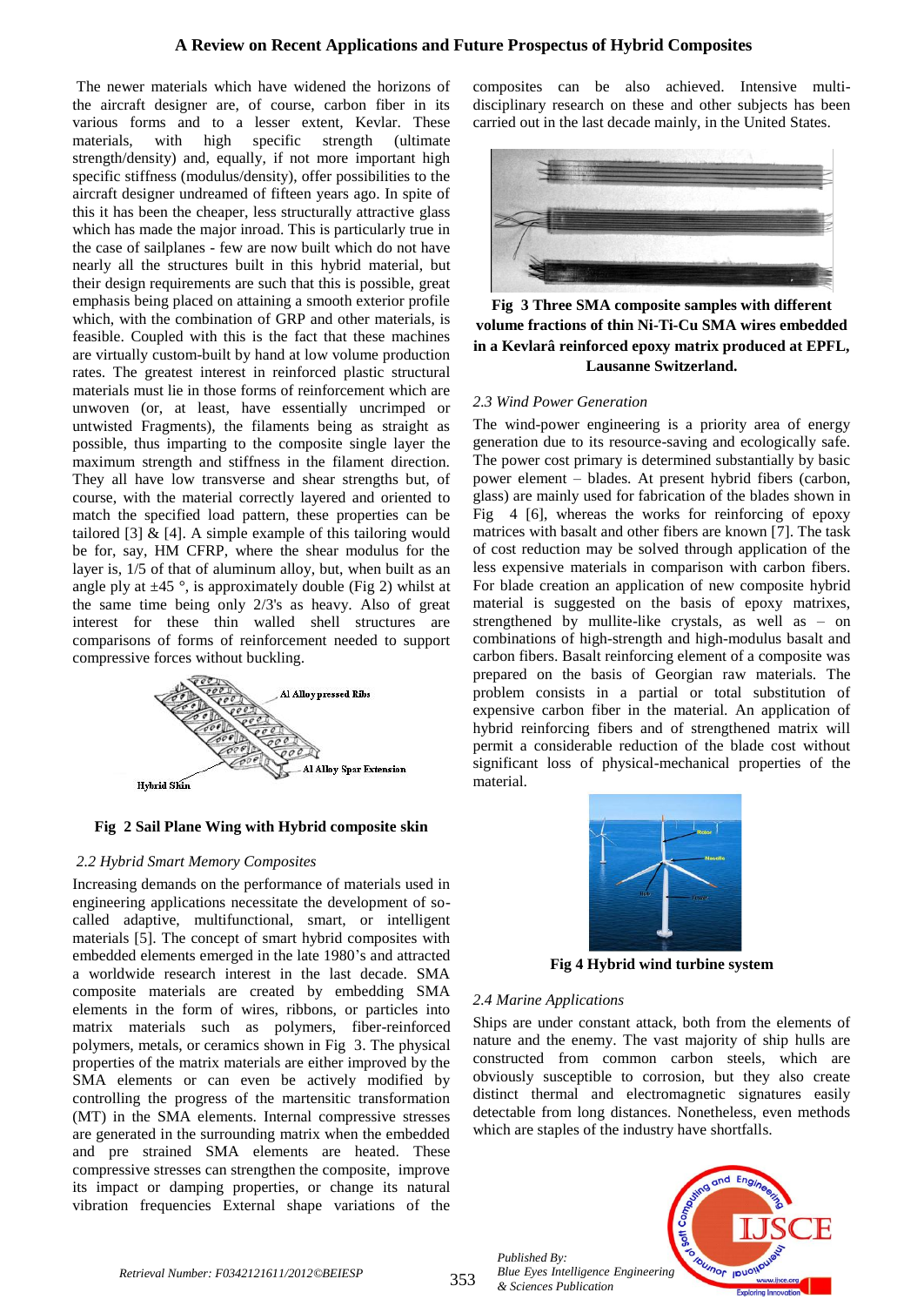The newer materials which have widened the horizons of the aircraft designer are, of course, carbon fiber in its various forms and to a lesser extent, Kevlar. These materials, with high specific strength (ultimate strength/density) and, equally, if not more important high specific stiffness (modulus/density), offer possibilities to the aircraft designer undreamed of fifteen years ago. In spite of this it has been the cheaper, less structurally attractive glass which has made the major inroad. This is particularly true in the case of sailplanes - few are now built which do not have nearly all the structures built in this hybrid material, but their design requirements are such that this is possible, great emphasis being placed on attaining a smooth exterior profile which, with the combination of GRP and other materials, is feasible. Coupled with this is the fact that these machines are virtually custom-built by hand at low volume production rates. The greatest interest in reinforced plastic structural materials must lie in those forms of reinforcement which are unwoven (or, at least, have essentially uncrimped or untwisted Fragments), the filaments being as straight as possible, thus imparting to the composite single layer the maximum strength and stiffness in the filament direction. They all have low transverse and shear strengths but, of course, with the material correctly layered and oriented to match the specified load pattern, these properties can be tailored [3] & [4]. A simple example of this tailoring would be for, say, HM CFRP, where the shear modulus for the layer is, 1/5 of that of aluminum alloy, but, when built as an angle ply at ±45 °, is approximately double (Fig 2) whilst at the same time being only 2/3's as heavy. Also of great interest for these thin walled shell structures are comparisons of forms of reinforcement needed to support compressive forces without buckling.

**Fig 2 Sail Plane Wing with Hybrid composite skin**

### *2.2 Hybrid Smart Memory Composites*

Increasing demands on the performance of materials used in engineering applications necessitate the development of so-called adaptive, multifunctional, smart, or intelligent materials [5]. The concept of smart hybrid composites with embedded elements emerged in the late 1980's and attracted a worldwide research interest in the last decade. SMA composite materials are created by embedding SMA elements in the form of wires, ribbons, or particles into matrix materials such as polymers, fiber-reinforced polymers, metals, or ceramics shown in Fig 3. The physical properties of the matrix materials are either improved by the SMA elements or can even be actively modified by controlling the progress of the martensitic transformation (MT) in the SMA elements. Internal compressive stresses are generated in the surrounding matrix when the embedded and pre strained SMA elements are heated. These compressive stresses can strengthen the composite, improve its impact or damping properties, or change its natural vibration frequencies External shape variations of the composites can be also achieved. Intensive multi-disciplinary research on these and other subjects has been carried out in the last decade mainly, in the United States.

**Fig 3 Three SMA composite samples with different volume fractions of thin Ni-Ti-Cu SMA wires embedded in a Kevlarâ reinforced epoxy matrix produced at EPFL, Lausanne Switzerland.**

### *2.3 Wind Power Generation*

The wind-power engineering is a priority area of energy generation due to its resource-saving and ecologically safe. The power cost primary is determined substantially by basic power element – blades. At present hybrid fibers (carbon, glass) are mainly used for fabrication of the blades shown in Fig 4 [6], whereas the works for reinforcing of epoxy matrices with basalt and other fibers are known [7]. The task of cost reduction may be solved through application of the less expensive materials in comparison with carbon fibers. For blade creation an application of new composite hybrid material is suggested on the basis of epoxy matrixes, strengthened by mullite-like crystals, as well as – on combinations of high-strength and high-modulus basalt and carbon fibers. Basalt reinforcing element of a composite was prepared on the basis of Georgian raw materials. The problem consists in a partial or total substitution of expensive carbon fiber in the material. An application of hybrid reinforcing fibers and of strengthened matrix will permit a considerable reduction of the blade cost without significant loss of physical-mechanical properties of the material.

**Fig 4 Hybrid wind turbine system**

### *2.4 Marine Applications*

Ships are under constant attack, both from the elements of nature and the enemy. The vast majority of ship hulls are constructed from common carbon steels, which are obviously susceptible to corrosion, but they also create distinct thermal and electromagnetic signatures easily detectable from long distances. Nonetheless, even methods which are staples of the industry have shortfalls.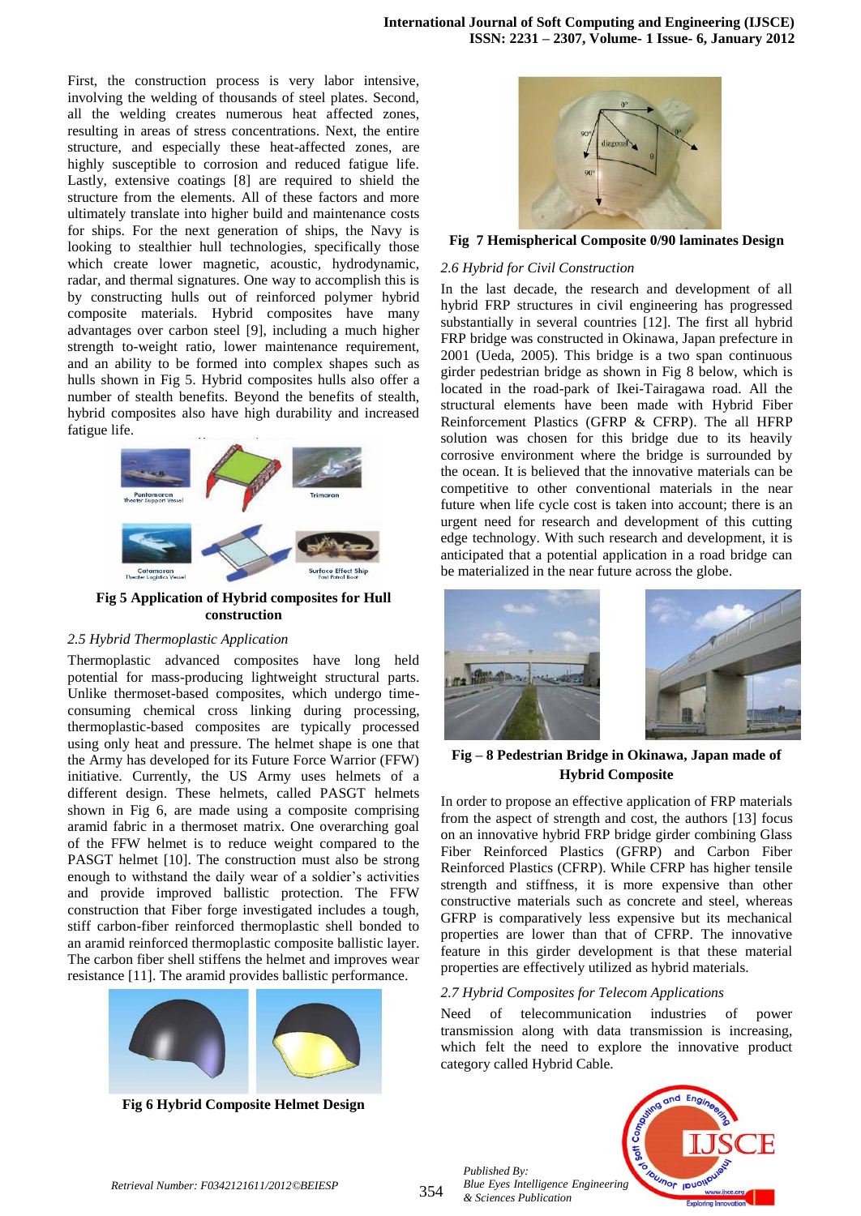First, the construction process is very labor intensive, involving the welding of thousands of steel plates. Second, all the welding creates numerous heat affected zones, resulting in areas of stress concentrations. Next, the entire structure, and especially these heat-affected zones, are highly susceptible to corrosion and reduced fatigue life. Lastly, extensive coatings [8] are required to shield the structure from the elements. All of these factors and more ultimately translate into higher build and maintenance costs for ships. For the next generation of ships, the Navy is looking to stealthier hull technologies, specifically those which create lower magnetic, acoustic, hydrodynamic, radar, and thermal signatures. One way to accomplish this is by constructing hulls out of reinforced polymer hybrid composite materials. Hybrid composites have many advantages over carbon steel [9], including a much higher strength to-weight ratio, lower maintenance requirement, and an ability to be formed into complex shapes such as hulls shown in Fig 5. Hybrid composites hulls also offer a number of stealth benefits. Beyond the benefits of stealth, hybrid composites also have high durability and increased fatigue life.

**Fig 5 Application of Hybrid composites for Hull construction**

### *2.5 Hybrid Thermoplastic Application*

Thermoplastic advanced composites have long held potential for mass-producing lightweight structural parts. Unlike thermoset-based composites, which undergo time-consuming chemical cross linking during processing, thermoplastic-based composites are typically processed using only heat and pressure. The helmet shape is one that the Army has developed for its Future Force Warrior (FFW) initiative. Currently, the US Army uses helmets of a different design. These helmets, called PASGT helmets shown in Fig 6, are made using a composite comprising aramid fabric in a thermoset matrix. One overarching goal of the FFW helmet is to reduce weight compared to the PASGT helmet [10]. The construction must also be strong enough to withstand the daily wear of a soldier's activities and provide improved ballistic protection. The FFW construction that Fiber forge investigated includes a tough, stiff carbon-fiber reinforced thermoplastic shell bonded to an aramid reinforced thermoplastic composite ballistic layer. The carbon fiber shell stiffens the helmet and improves wear resistance [11]. The aramid provides ballistic performance.

**Fig 6 Hybrid Composite Helmet Design**

**Fig 7 Hemispherical Composite 0/90 laminates Design**

### *2.6 Hybrid for Civil Construction*

In the last decade, the research and development of all hybrid FRP structures in civil engineering has progressed substantially in several countries [12]. The first all hybrid FRP bridge was constructed in Okinawa, Japan prefecture in 2001 (Ueda, 2005). This bridge is a two span continuous girder pedestrian bridge as shown in Fig 8 below, which is located in the road-park of Ikei-Tairagawa road. All the structural elements have been made with Hybrid Fiber Reinforcement Plastics (GFRP & CFRP). The all HFRP solution was chosen for this bridge due to its heavily corrosive environment where the bridge is surrounded by the ocean. It is believed that the innovative materials can be competitive to other conventional materials in the near future when life cycle cost is taken into account; there is an urgent need for research and development of this cutting edge technology. With such research and development, it is anticipated that a potential application in a road bridge can be materialized in the near future across the globe.

**Fig – 8 Pedestrian Bridge in Okinawa, Japan made of Hybrid Composite**

In order to propose an effective application of FRP materials from the aspect of strength and cost, the authors [13] focus on an innovative hybrid FRP bridge girder combining Glass Fiber Reinforced Plastics (GFRP) and Carbon Fiber Reinforced Plastics (CFRP). While CFRP has higher tensile strength and stiffness, it is more expensive than other constructive materials such as concrete and steel, whereas GFRP is comparatively less expensive but its mechanical properties are lower than that of CFRP. The innovative feature in this girder development is that these material properties are effectively utilized as hybrid materials.

### *2.7 Hybrid Composites for Telecom Applications*

Need of telecommunication industries of power transmission along with data transmission is increasing, which felt the need to explore the innovative product category called Hybrid Cable.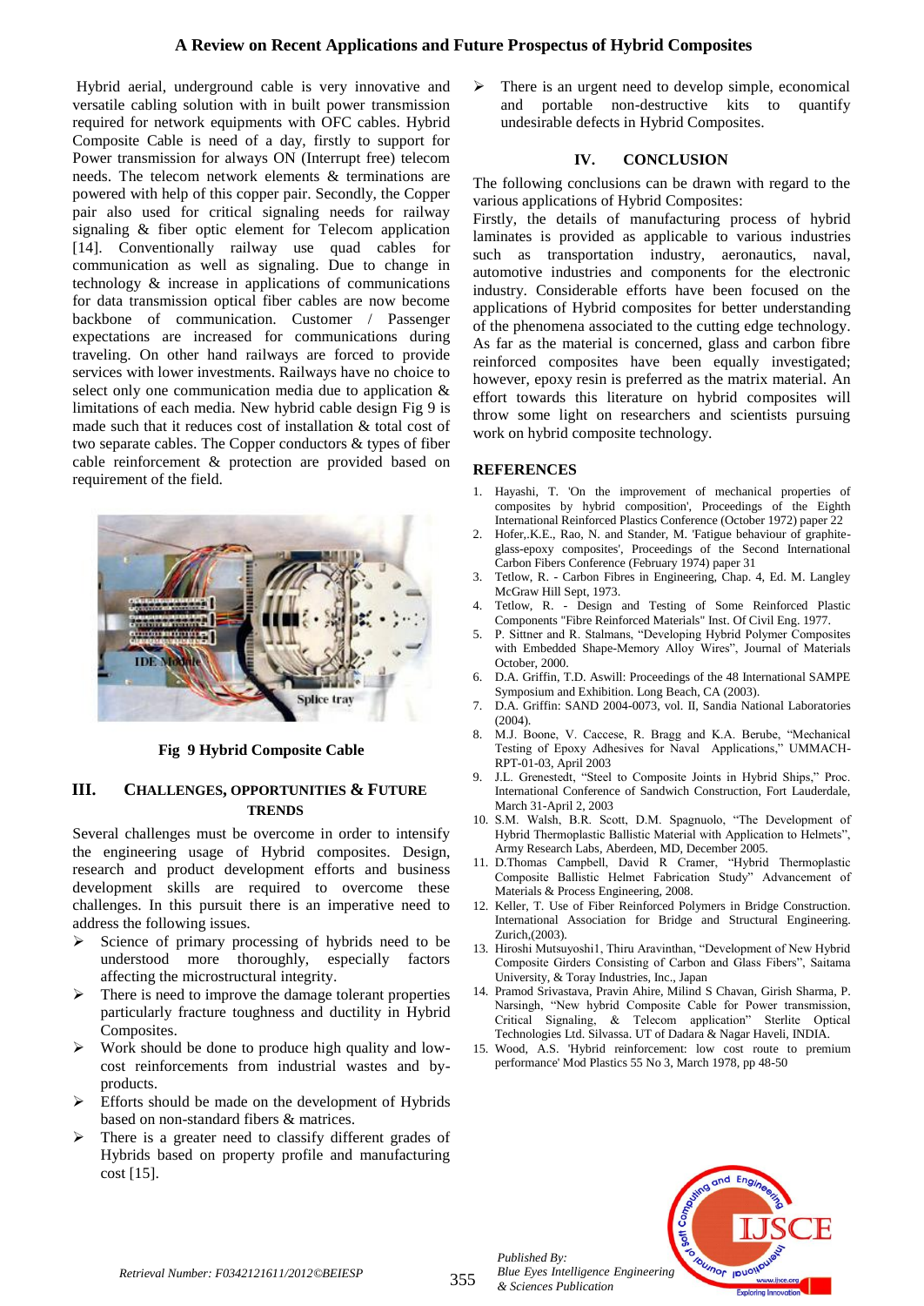Hybrid aerial, underground cable is very innovative and versatile cabling solution with in built power transmission required for network equipments with OFC cables. Hybrid Composite Cable is need of a day, firstly to support for Power transmission for always ON (Interrupt free) telecom needs. The telecom network elements & terminations are powered with help of this copper pair. Secondly, the Copper pair also used for critical signaling needs for railway signaling & fiber optic element for Telecom application [14]. Conventionally railway use quad cables for communication as well as signaling. Due to change in technology & increase in applications of communications for data transmission optical fiber cables are now become backbone of communication. Customer / Passenger expectations are increased for communications during traveling. On other hand railways are forced to provide services with lower investments. Railways have no choice to select only one communication media due to application & limitations of each media. New hybrid cable design Fig 9 is made such that it reduces cost of installation & total cost of two separate cables. The Copper conductors & types of fiber cable reinforcement & protection are provided based on requirement of the field.

IDE Module

Splice tray

**Fig 9 Hybrid Composite Cable**

## III. CHALLENGES, OPPORTUNITIES & FUTURE TRENDS

Several challenges must be overcome in order to intensify the engineering usage of Hybrid composites. Design, research and product development efforts and business development skills are required to overcome these challenges. In this pursuit there is an imperative need to address the following issues.

- Science of primary processing of hybrids need to be understood more thoroughly, especially factors affecting the microstructural integrity.
- There is need to improve the damage tolerant properties particularly fracture toughness and ductility in Hybrid Composites.
- Work should be done to produce high quality and low-cost reinforcements from industrial wastes and by-products.
- Efforts should be made on the development of Hybrids based on non-standard fibers & matrices.
- There is a greater need to classify different grades of Hybrids based on property profile and manufacturing cost [15].
- There is an urgent need to develop simple, economical and portable non-destructive kits to quantify undesirable defects in Hybrid Composites.

## IV. CONCLUSION

The following conclusions can be drawn with regard to the various applications of Hybrid Composites:

Firstly, the details of manufacturing process of hybrid laminates is provided as applicable to various industries such as transportation industry, aeronautics, naval, automotive industries and components for the electronic industry. Considerable efforts have been focused on the applications of Hybrid composites for better understanding of the phenomena associated to the cutting edge technology. As far as the material is concerned, glass and carbon fibre reinforced composites have been equally investigated; however, epoxy resin is preferred as the matrix material. An effort towards this literature on hybrid composites will throw some light on researchers and scientists pursuing work on hybrid composite technology.

## REFERENCES

1. Hayashi, T. 'On the improvement of mechanical properties of composites by hybrid composition', Proceedings of the Eighth International Reinforced Plastics Conference (October 1972) paper 22
2. Hofer,.K.E., Rao, N. and Stander, M. 'Fatigue behaviour of graphite-glass-epoxy composites', Proceedings of the Second International Carbon Fibers Conference (February 1974) paper 31
3. Tetlow, R. - Carbon Fibres in Engineering, Chap. 4, Ed. M. Langley McGraw Hill Sept, 1973.
4. Tetlow, R. - Design and Testing of Some Reinforced Plastic Components "Fibre Reinforced Materials" Inst. Of Civil Eng. 1977.
5. P. Sittner and R. Stalmans, "Developing Hybrid Polymer Composites with Embedded Shape-Memory Alloy Wires", Journal of Materials October, 2000.
6. D.A. Griffin, T.D. Aswill: Proceedings of the 48 International SAMPE Symposium and Exhibition. Long Beach, CA (2003).
7. D.A. Griffin: SAND 2004-0073, vol. II, Sandia National Laboratories (2004).
8. M.J. Boone, V. Caccese, R. Bragg and K.A. Berube, "Mechanical Testing of Epoxy Adhesives for Naval Applications," UMMACH-RPT-01-03, April 2003
9. J.L. Grenestedt, "Steel to Composite Joints in Hybrid Ships," Proc. International Conference of Sandwich Construction, Fort Lauderdale, March 31-April 2, 2003
10. S.M. Walsh, B.R. Scott, D.M. Spagnuolo, "The Development of Hybrid Thermoplastic Ballistic Material with Application to Helmets", Army Research Labs, Aberdeen, MD, December 2005.
11. D.Thomas Campbell, David R Cramer, "Hybrid Thermoplastic Composite Ballistic Helmet Fabrication Study" Advancement of Materials & Process Engineering, 2008.
12. Keller, T. Use of Fiber Reinforced Polymers in Bridge Construction. International Association for Bridge and Structural Engineering. Zurich,(2003).
13. Hiroshi Mutsuyoshi1, Thiru Aravinthan, "Development of New Hybrid Composite Girders Consisting of Carbon and Glass Fibers", Saitama University, & Toray Industries, Inc., Japan
14. Pramod Srivastava, Pravin Ahire, Milind S Chavan, Girish Sharma, P. Narsingh, "New hybrid Composite Cable for Power transmission, Critical Signaling, & Telecom application" Sterlite Optical Technologies Ltd. Silvassa. UT of Dadara & Nagar Haveli, INDIA.
15. Wood, A.S. 'Hybrid reinforcement: low cost route to premium performance' Mod Plastics 55 No 3, March 1978, pp 48-50